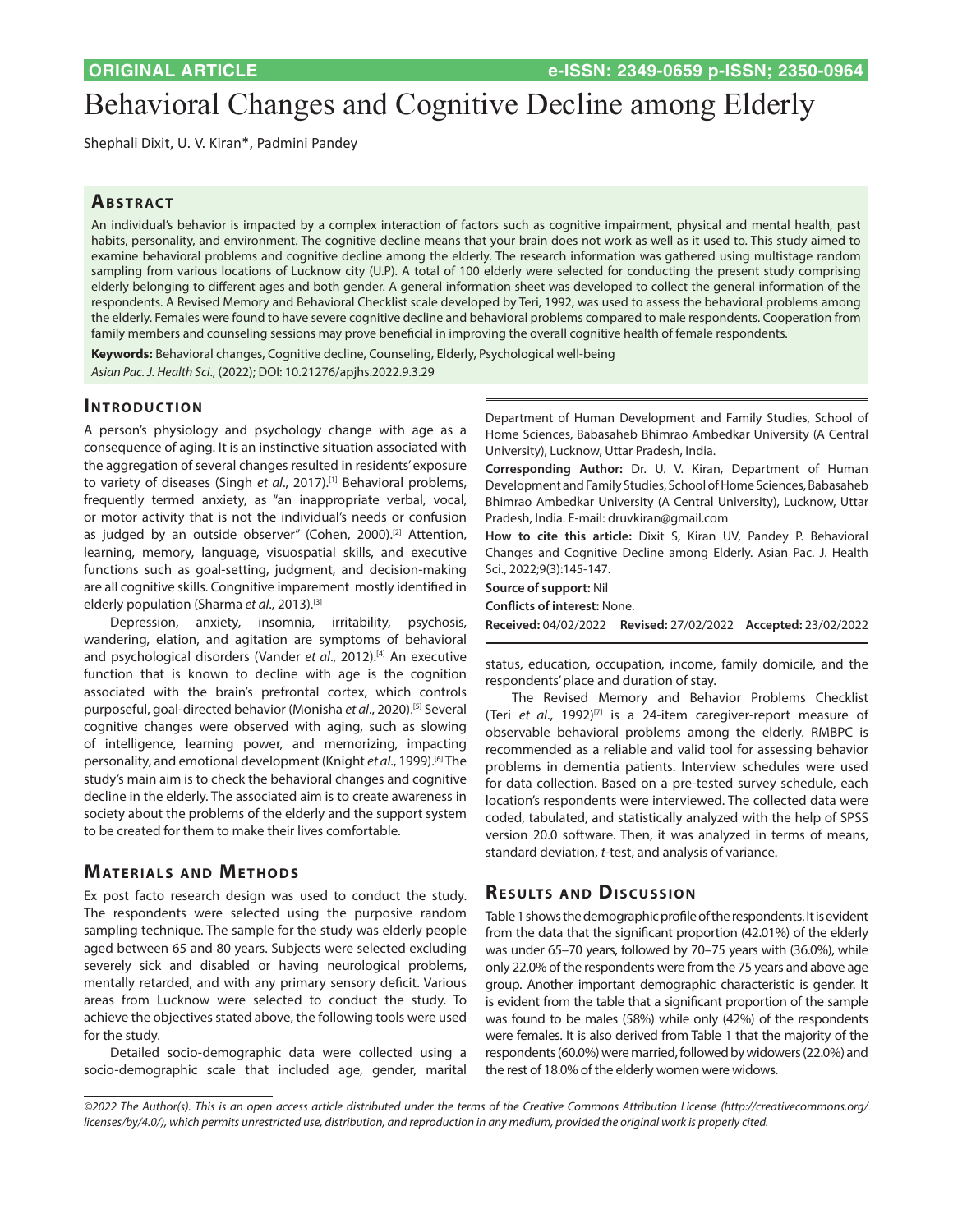ORIGINAL ARTICLE

e-ISSN: 2349-0659 p-ISSN; 2350-0964

# Behavioral Changes and Cognitive Decline among Elderly

Shephali Dixit, U. V. Kiran*, Padmini Pandey

## Abstract

An individual's behavior is impacted by a complex interaction of factors such as cognitive impairment, physical and mental health, past habits, personality, and environment. The cognitive decline means that your brain does not work as well as it used to. This study aimed to examine behavioral problems and cognitive decline among the elderly. The research information was gathered using multistage random sampling from various locations of Lucknow city (U.P). A total of 100 elderly were selected for conducting the present study comprising elderly belonging to different ages and both gender. A general information sheet was developed to collect the general information of the respondents. A Revised Memory and Behavioral Checklist scale developed by Teri, 1992, was used to assess the behavioral problems among the elderly. Females were found to have severe cognitive decline and behavioral problems compared to male respondents. Cooperation from family members and counseling sessions may prove beneficial in improving the overall cognitive health of female respondents.

**Keywords:** Behavioral changes, Cognitive decline, Counseling, Elderly, Psychological well-being

*Asian Pac. J. Health Sci.*, (2022); DOI: 10.21276/apjhs.2022.9.3.29

## Introduction

A person's physiology and psychology change with age as a consequence of aging. It is an instinctive situation associated with the aggregation of several changes resulted in residents' exposure to variety of diseases (Singh *et al*., 2017).[1] Behavioral problems, frequently termed anxiety, as "an inappropriate verbal, vocal, or motor activity that is not the individual's needs or confusion as judged by an outside observer" (Cohen, 2000).[2] Attention, learning, memory, language, visuospatial skills, and executive functions such as goal-setting, judgment, and decision-making are all cognitive skills. Congnitive imparement mostly identified in elderly population (Sharma *et al*., 2013).[3]

Depression, anxiety, insomnia, irritability, psychosis, wandering, elation, and agitation are symptoms of behavioral and psychological disorders (Vander *et al*., 2012).[4] An executive function that is known to decline with age is the cognition associated with the brain's prefrontal cortex, which controls purposeful, goal-directed behavior (Monisha *et al*., 2020).[5] Several cognitive changes were observed with aging, such as slowing of intelligence, learning power, and memorizing, impacting personality, and emotional development (Knight *et al*., 1999).[6] The study's main aim is to check the behavioral changes and cognitive decline in the elderly. The associated aim is to create awareness in society about the problems of the elderly and the support system to be created for them to make their lives comfortable.

## Materials and Methods

Ex post facto research design was used to conduct the study. The respondents were selected using the purposive random sampling technique. The sample for the study was elderly people aged between 65 and 80 years. Subjects were selected excluding severely sick and disabled or having neurological problems, mentally retarded, and with any primary sensory deficit. Various areas from Lucknow were selected to conduct the study. To achieve the objectives stated above, the following tools were used for the study.

Detailed socio-demographic data were collected using a socio-demographic scale that included age, gender, marital status, education, occupation, income, family domicile, and the respondents' place and duration of stay.

Department of Human Development and Family Studies, School of Home Sciences, Babasaheb Bhimrao Ambedkar University (A Central University), Lucknow, Uttar Pradesh, India.

**Corresponding Author:** Dr. U. V. Kiran, Department of Human Development and Family Studies, School of Home Sciences, Babasaheb Bhimrao Ambedkar University (A Central University), Lucknow, Uttar Pradesh, India. E-mail: druvkiran@gmail.com

**How to cite this article:** Dixit S, Kiran UV, Pandey P. Behavioral Changes and Cognitive Decline among Elderly. Asian Pac. J. Health Sci., 2022;9(3):145-147.

**Source of support:** Nil

**Conflicts of interest:** None.

**Received:** 04/02/2022 **Revised:** 27/02/2022 **Accepted:** 23/02/2022

The Revised Memory and Behavior Problems Checklist (Teri *et al*., 1992)[7] is a 24-item caregiver-report measure of observable behavioral problems among the elderly. RMBPC is recommended as a reliable and valid tool for assessing behavior problems in dementia patients. Interview schedules were used for data collection. Based on a pre-tested survey schedule, each location's respondents were interviewed. The collected data were coded, tabulated, and statistically analyzed with the help of SPSS version 20.0 software. Then, it was analyzed in terms of means, standard deviation, *t*-test, and analysis of variance.

## Results and Discussion

Table 1 shows the demographic profile of the respondents. It is evident from the data that the significant proportion (42.01%) of the elderly was under 65–70 years, followed by 70–75 years with (36.0%), while only 22.0% of the respondents were from the 75 years and above age group. Another important demographic characteristic is gender. It is evident from the table that a significant proportion of the sample was found to be males (58%) while only (42%) of the respondents were females. It is also derived from Table 1 that the majority of the respondents (60.0%) were married, followed by widowers (22.0%) and the rest of 18.0% of the elderly women were widows.

*©2022 The Author(s). This is an open access article distributed under the terms of the Creative Commons Attribution License (http://creativecommons.org/licenses/by/4.0/), which permits unrestricted use, distribution, and reproduction in any medium, provided the original work is properly cited.*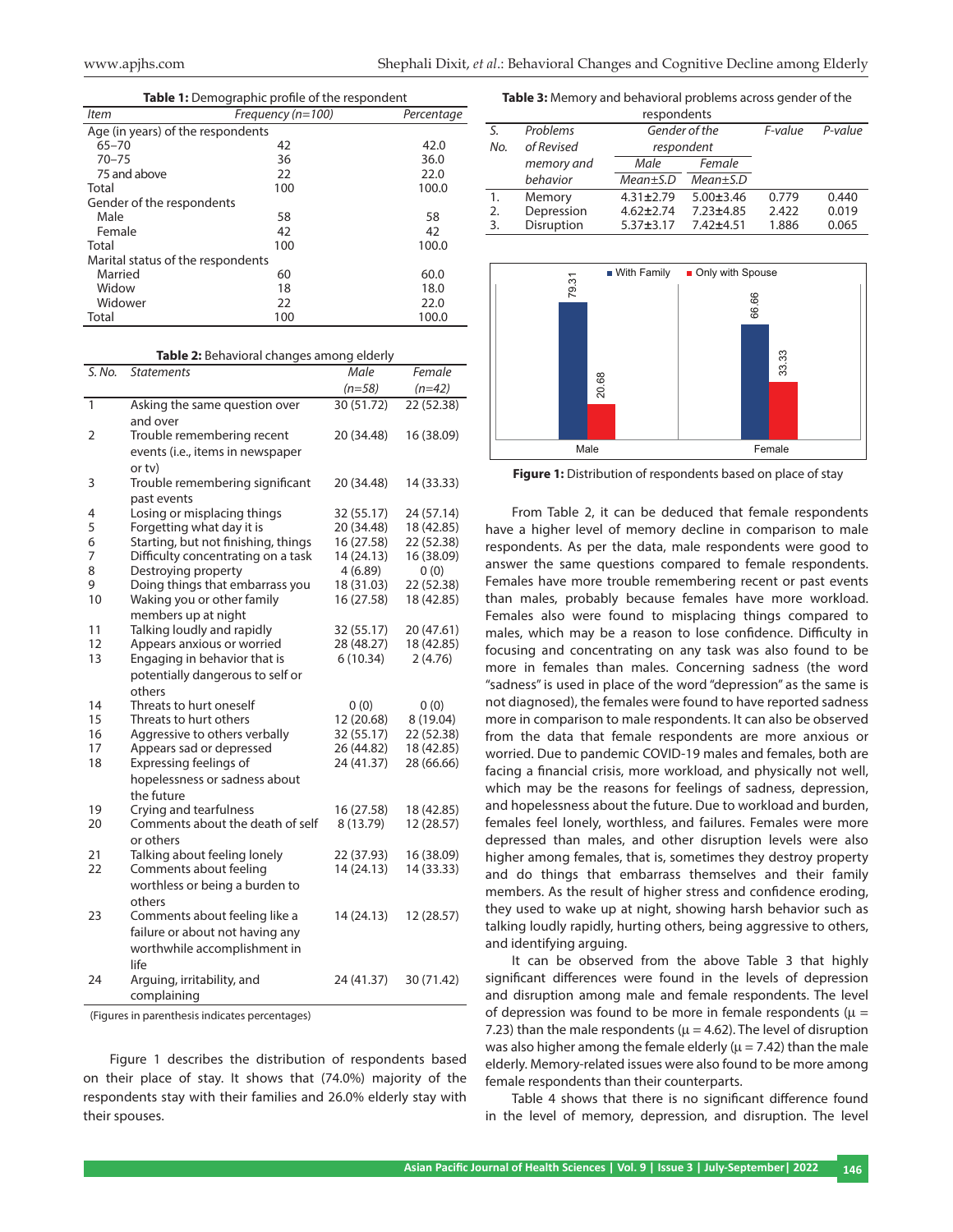**Table 1:** Demographic profile of the respondent

| Item | Frequency (n=100) | Percentage |
|---|---|---|
| Age (in years) of the respondents | | |
| 65–70 | 42 | 42.0 |
| 70–75 | 36 | 36.0 |
| 75 and above | 22 | 22.0 |
| Total | 100 | 100.0 |
| Gender of the respondents | | |
| Male | 58 | 58 |
| Female | 42 | 42 |
| Total | 100 | 100.0 |
| Marital status of the respondents | | |
| Married | 60 | 60.0 |
| Widow | 18 | 18.0 |
| Widower | 22 | 22.0 |
| Total | 100 | 100.0 |

**Table 2:** Behavioral changes among elderly

| S. No. | Statements | Male (n=58) | Female (n=42) |
|---|---|---|---|
| 1 | Asking the same question over and over | 30 (51.72) | 22 (52.38) |
| 2 | Trouble remembering recent events (i.e., items in newspaper or tv) | 20 (34.48) | 16 (38.09) |
| 3 | Trouble remembering significant past events | 20 (34.48) | 14 (33.33) |
| 4 | Losing or misplacing things | 32 (55.17) | 24 (57.14) |
| 5 | Forgetting what day it is | 20 (34.48) | 18 (42.85) |
| 6 | Starting, but not finishing, things | 16 (27.58) | 22 (52.38) |
| 7 | Difficulty concentrating on a task | 14 (24.13) | 16 (38.09) |
| 8 | Destroying property | 4 (6.89) | 0 (0) |
| 9 | Doing things that embarrass you | 18 (31.03) | 22 (52.38) |
| 10 | Waking you or other family members up at night | 16 (27.58) | 18 (42.85) |
| 11 | Talking loudly and rapidly | 32 (55.17) | 20 (47.61) |
| 12 | Appears anxious or worried | 28 (48.27) | 18 (42.85) |
| 13 | Engaging in behavior that is potentially dangerous to self or others | 6 (10.34) | 2 (4.76) |
| 14 | Threats to hurt oneself | 0 (0) | 0 (0) |
| 15 | Threats to hurt others | 12 (20.68) | 8 (19.04) |
| 16 | Aggressive to others verbally | 32 (55.17) | 22 (52.38) |
| 17 | Appears sad or depressed | 26 (44.82) | 18 (42.85) |
| 18 | Expressing feelings of hopelessness or sadness about the future | 24 (41.37) | 28 (66.66) |
| 19 | Crying and tearfulness | 16 (27.58) | 18 (42.85) |
| 20 | Comments about the death of self or others | 8 (13.79) | 12 (28.57) |
| 21 | Talking about feeling lonely | 22 (37.93) | 16 (38.09) |
| 22 | Comments about feeling worthless or being a burden to others | 14 (24.13) | 14 (33.33) |
| 23 | Comments about feeling like a failure or about not having any worthwhile accomplishment in life | 14 (24.13) | 12 (28.57) |
| 24 | Arguing, irritability, and complaining | 24 (41.37) | 30 (71.42) |

(Figures in parenthesis indicates percentages)

Figure 1 describes the distribution of respondents based on their place of stay. It shows that (74.0%) majority of the respondents stay with their families and 26.0% elderly stay with their spouses.

**Table 3:** Memory and behavioral problems across gender of the respondents

| S. No. | Problems of Revised memory and behavior | Gender of the respondent | | F-value | P-value |
|---|---|---|---|---|---|
| | | Male Mean±S.D | Female Mean±S.D | | |
| 1. | Memory | 4.31±2.79 | 5.00±3.46 | 0.779 | 0.440 |
| 2. | Depression | 4.62±2.74 | 7.23±4.85 | 2.422 | 0.019 |
| 3. | Disruption | 5.37±3.17 | 7.42±4.51 | 1.886 | 0.065 |

| | With Family | Only with Spouse |
|---|---|---|
| Male | 79.31 | 20.68 |
| Female | 66.66 | 33.33 |

**Figure 1:** Distribution of respondents based on place of stay

From Table 2, it can be deduced that female respondents have a higher level of memory decline in comparison to male respondents. As per the data, male respondents were good to answer the same questions compared to female respondents. Females have more trouble remembering recent or past events than males, probably because females have more workload. Females also were found to misplacing things compared to males, which may be a reason to lose confidence. Difficulty in focusing and concentrating on any task was also found to be more in females than males. Concerning sadness (the word "sadness" is used in place of the word "depression" as the same is not diagnosed), the females were found to have reported sadness more in comparison to male respondents. It can also be observed from the data that female respondents are more anxious or worried. Due to pandemic COVID-19 males and females, both are facing a financial crisis, more workload, and physically not well, which may be the reasons for feelings of sadness, depression, and hopelessness about the future. Due to workload and burden, females feel lonely, worthless, and failures. Females were more depressed than males, and other disruption levels were also higher among females, that is, sometimes they destroy property and do things that embarrass themselves and their family members. As the result of higher stress and confidence eroding, they used to wake up at night, showing harsh behavior such as talking loudly rapidly, hurting others, being aggressive to others, and identifying arguing.

It can be observed from the above Table 3 that highly significant differences were found in the levels of depression and disruption among male and female respondents. The level of depression was found to be more in female respondents ($\mu$ = 7.23) than the male respondents ($\mu$ = 4.62). The level of disruption was also higher among the female elderly ($\mu$ = 7.42) than the male elderly. Memory-related issues were also found to be more among female respondents than their counterparts.

Table 4 shows that there is no significant difference found in the level of memory, depression, and disruption. The level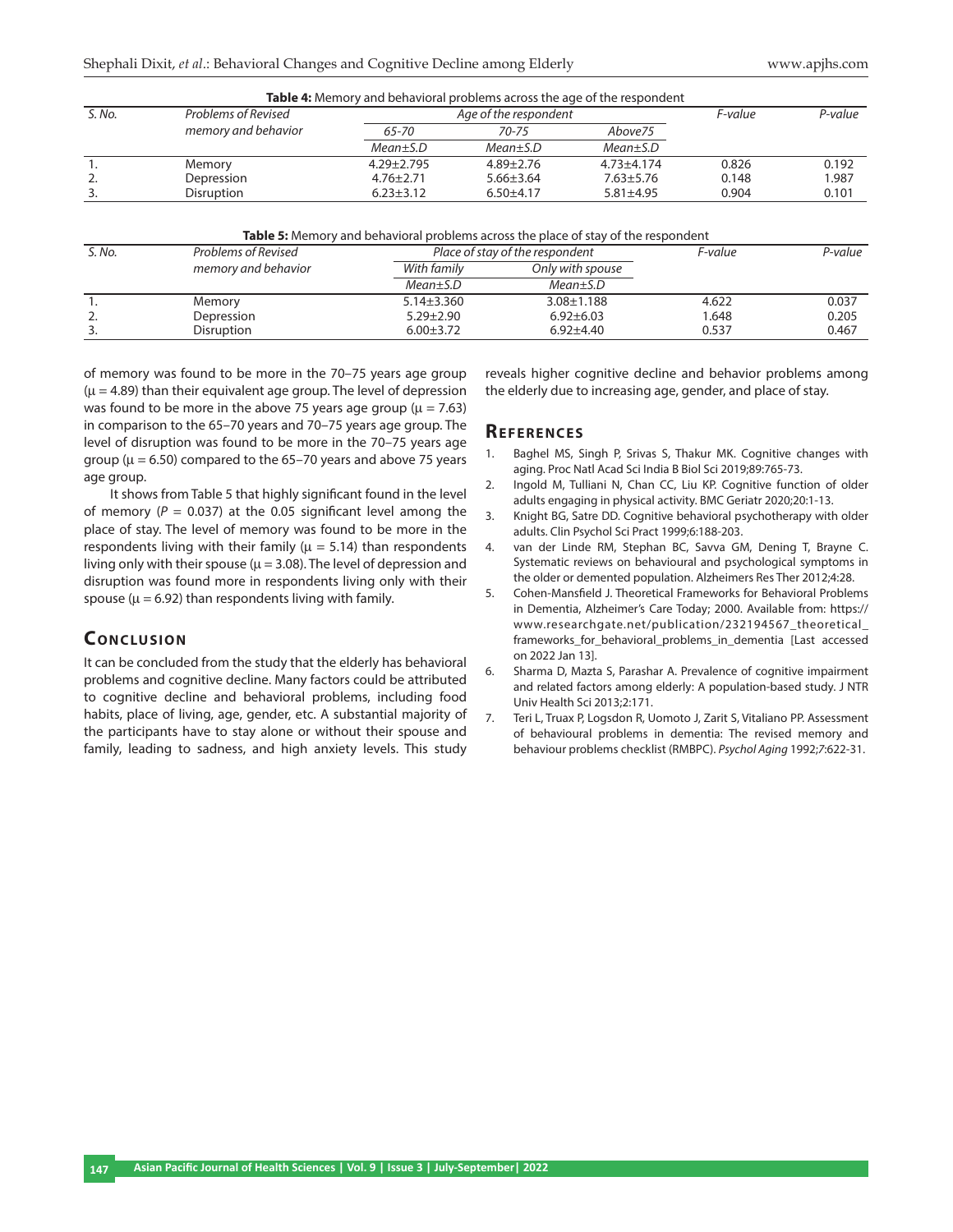**Table 4:** Memory and behavioral problems across the age of the respondent

| S. No. | Problems of Revised memory and behavior | Age of the respondent | | | F-value | P-value |
|---|---|---|---|---|---|---|
| | | 65-70 | 70-75 | Above75 | | |
| | | Mean±S.D | Mean±S.D | Mean±S.D | | |
| 1. | Memory | 4.29±2.795 | 4.89±2.76 | 4.73±4.174 | 0.826 | 0.192 |
| 2. | Depression | 4.76±2.71 | 5.66±3.64 | 7.63±5.76 | 0.148 | 1.987 |
| 3. | Disruption | 6.23±3.12 | 6.50±4.17 | 5.81±4.95 | 0.904 | 0.101 |

**Table 5:** Memory and behavioral problems across the place of stay of the respondent

| S. No. | Problems of Revised memory and behavior | Place of stay of the respondent | | F-value | P-value |
|---|---|---|---|---|---|
| | | With family | Only with spouse | | |
| | | Mean±S.D | Mean±S.D | | |
| 1. | Memory | 5.14±3.360 | 3.08±1.188 | 4.622 | 0.037 |
| 2. | Depression | 5.29±2.90 | 6.92±6.03 | 1.648 | 0.205 |
| 3. | Disruption | 6.00±3.72 | 6.92±4.40 | 0.537 | 0.467 |

of memory was found to be more in the 70–75 years age group ($\mu = 4.89$) than their equivalent age group. The level of depression was found to be more in the above 75 years age group ($\mu = 7.63$) in comparison to the 65–70 years and 70–75 years age group. The level of disruption was found to be more in the 70–75 years age group ($\mu = 6.50$) compared to the 65–70 years and above 75 years age group.

It shows from Table 5 that highly significant found in the level of memory ($P = 0.037$) at the 0.05 significant level among the place of stay. The level of memory was found to be more in the respondents living with their family ($\mu = 5.14$) than respondents living only with their spouse ($\mu = 3.08$). The level of depression and disruption was found more in respondents living only with their spouse ($\mu = 6.92$) than respondents living with family.

## Conclusion

It can be concluded from the study that the elderly has behavioral problems and cognitive decline. Many factors could be attributed to cognitive decline and behavioral problems, including food habits, place of living, age, gender, etc. A substantial majority of the participants have to stay alone or without their spouse and family, leading to sadness, and high anxiety levels. This study reveals higher cognitive decline and behavior problems among the elderly due to increasing age, gender, and place of stay.

## References

1. Baghel MS, Singh P, Srivas S, Thakur MK. Cognitive changes with aging. Proc Natl Acad Sci India B Biol Sci 2019;89:765-73.
2. Ingold M, Tulliani N, Chan CC, Liu KP. Cognitive function of older adults engaging in physical activity. BMC Geriatr 2020;20:1-13.
3. Knight BG, Satre DD. Cognitive behavioral psychotherapy with older adults. Clin Psychol Sci Pract 1999;6:188-203.
4. van der Linde RM, Stephan BC, Savva GM, Dening T, Brayne C. Systematic reviews on behavioural and psychological symptoms in the older or demented population. Alzheimers Res Ther 2012;4:28.
5. Cohen-Mansfield J. Theoretical Frameworks for Behavioral Problems in Dementia, Alzheimer's Care Today; 2000. Available from: https://www.researchgate.net/publication/232194567_theoretical_frameworks_for_behavioral_problems_in_dementia [Last accessed on 2022 Jan 13].
6. Sharma D, Mazta S, Parashar A. Prevalence of cognitive impairment and related factors among elderly: A population-based study. J NTR Univ Health Sci 2013;2:171.
7. Teri L, Truax P, Logsdon R, Uomoto J, Zarit S, Vitaliano PP. Assessment of behavioural problems in dementia: The revised memory and behaviour problems checklist (RMBPC). *Psychol Aging* 1992;*7*:622-31.